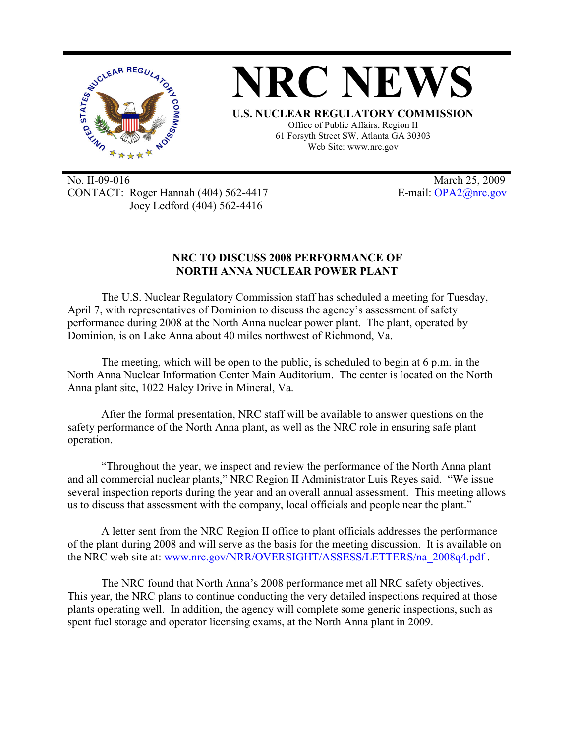# NRC NEWS

**U.S. NUCLEAR REGULATORY COMMISSION**
Office of Public Affairs, Region II
61 Forsyth Street SW, Atlanta GA 30303
Web Site: www.nrc.gov

No. II-09-016
CONTACT: Roger Hannah (404) 562-4417
Joey Ledford (404) 562-4416

March 25, 2009
E-mail: OPA2@nrc.gov

## NRC TO DISCUSS 2008 PERFORMANCE OF NORTH ANNA NUCLEAR POWER PLANT

The U.S. Nuclear Regulatory Commission staff has scheduled a meeting for Tuesday, April 7, with representatives of Dominion to discuss the agency's assessment of safety performance during 2008 at the North Anna nuclear power plant. The plant, operated by Dominion, is on Lake Anna about 40 miles northwest of Richmond, Va.

The meeting, which will be open to the public, is scheduled to begin at 6 p.m. in the North Anna Nuclear Information Center Main Auditorium. The center is located on the North Anna plant site, 1022 Haley Drive in Mineral, Va.

After the formal presentation, NRC staff will be available to answer questions on the safety performance of the North Anna plant, as well as the NRC role in ensuring safe plant operation.

"Throughout the year, we inspect and review the performance of the North Anna plant and all commercial nuclear plants," NRC Region II Administrator Luis Reyes said. "We issue several inspection reports during the year and an overall annual assessment. This meeting allows us to discuss that assessment with the company, local officials and people near the plant."

A letter sent from the NRC Region II office to plant officials addresses the performance of the plant during 2008 and will serve as the basis for the meeting discussion. It is available on the NRC web site at: www.nrc.gov/NRR/OVERSIGHT/ASSESS/LETTERS/na_2008q4.pdf .

The NRC found that North Anna's 2008 performance met all NRC safety objectives. This year, the NRC plans to continue conducting the very detailed inspections required at those plants operating well. In addition, the agency will complete some generic inspections, such as spent fuel storage and operator licensing exams, at the North Anna plant in 2009.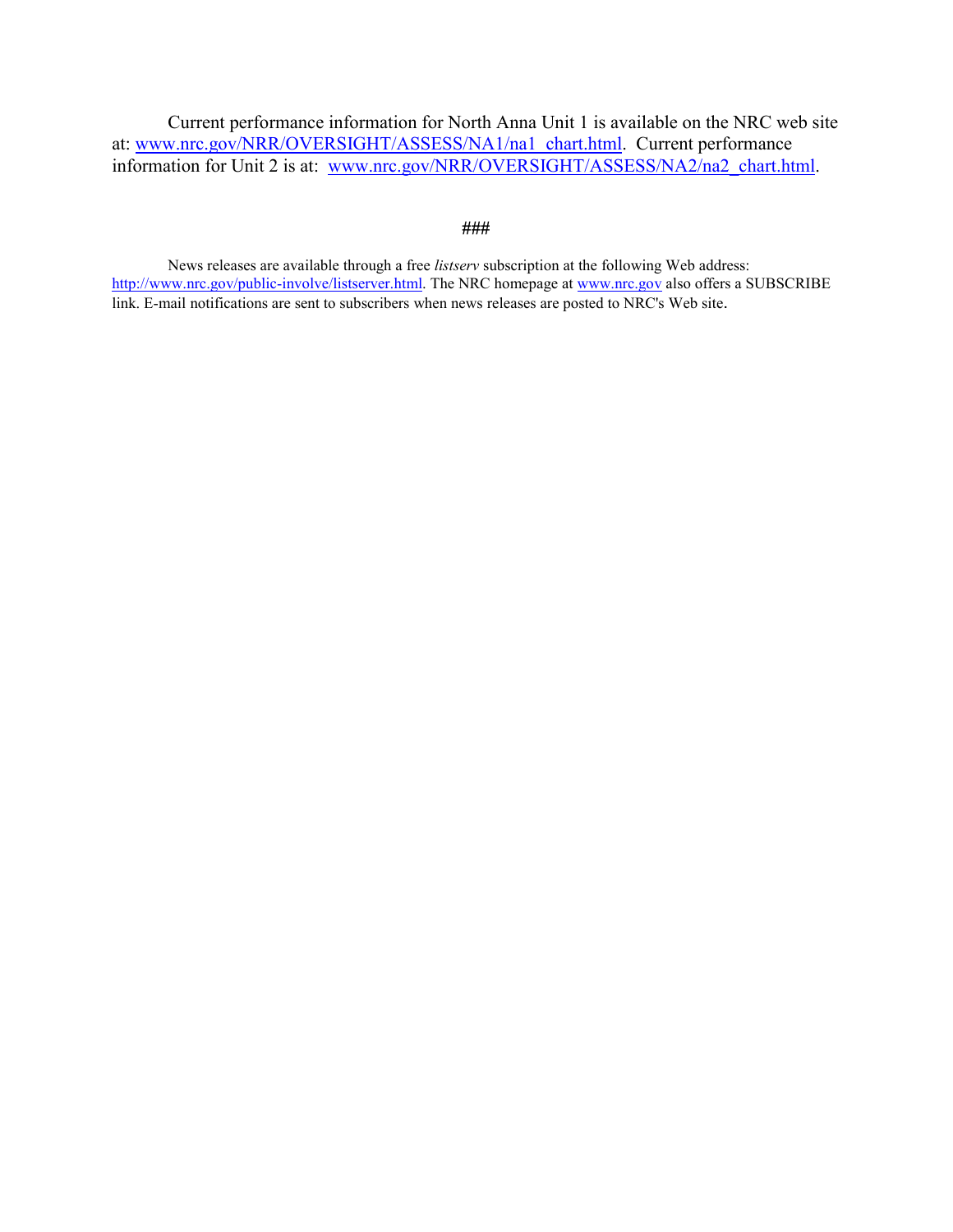Current performance information for North Anna Unit 1 is available on the NRC web site at: www.nrc.gov/NRR/OVERSIGHT/ASSESS/NA1/na1_chart.html. Current performance information for Unit 2 is at: www.nrc.gov/NRR/OVERSIGHT/ASSESS/NA2/na2_chart.html.

###

News releases are available through a free *listserv* subscription at the following Web address: http://www.nrc.gov/public-involve/listserver.html. The NRC homepage at www.nrc.gov also offers a SUBSCRIBE link. E-mail notifications are sent to subscribers when news releases are posted to NRC's Web site.